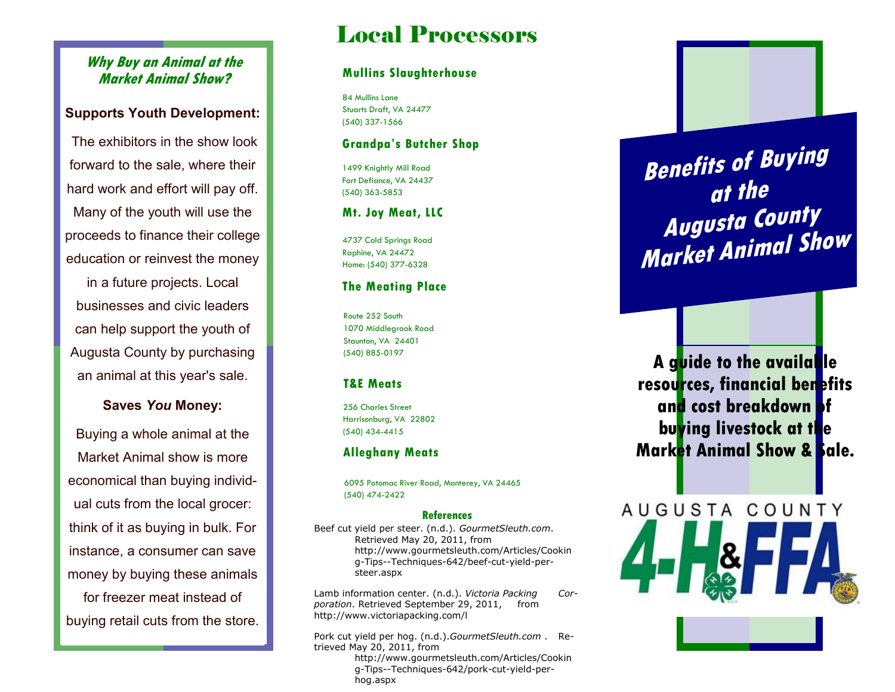### *Why Buy an Animal at the Market Animal Show?*

**Supports Youth Development:**

The exhibitors in the show look forward to the sale, where their hard work and effort will pay off. Many of the youth will use the proceeds to finance their college education or reinvest the money in a future projects. Local businesses and civic leaders can help support the youth of Augusta County by purchasing an animal at this year's sale.

**Saves *You* Money:**

Buying a whole animal at the Market Animal show is more economical than buying individual cuts from the local grocer: think of it as buying in bulk. For instance, a consumer can save money by buying these animals for freezer meat instead of buying retail cuts from the store.

# Local Processors

### Mullins Slaughterhouse

84 Mullins Lane
Stuarts Draft, VA 24477
(540) 337-1566

### Grandpa's Butcher Shop

1499 Knightly Mill Road
Fort Defiance, VA 24437
(540) 363-5853

### Mt. Joy Meat, LLC

4737 Cold Springs Road
Raphine, VA 24472
Home: (540) 377-6328

### The Meating Place

Route 252 South
1070 Middlegrook Road
Staunton, VA 24401
(540) 885-0197

### T&E Meats

256 Charles Street
Harrisonburg, VA 22802
(540) 434-4415

### Alleghany Meats

6095 Potomac River Road, Monterey, VA 24465
(540) 474-2422

**References**

Beef cut yield per steer. (n.d.). *GourmetSleuth.com*. Retrieved May 20, 2011, from http://www.gourmetsleuth.com/Articles/Cooking-Tips--Techniques-642/beef-cut-yield-per-steer.aspx

Lamb information center. (n.d.). *Victoria Packing Corporation*. Retrieved September 29, 2011, from http://www.victoriapacking.com/l

Pork cut yield per hog. (n.d.).*GourmetSleuth.com* . Retrieved May 20, 2011, from http://www.gourmetsleuth.com/Articles/Cooking-Tips--Techniques-642/pork-cut-yield-per-hog.aspx

# *Benefits of Buying at the Augusta County Market Animal Show*

**A guide to the available resources, financial benefits and cost breakdown of buying livestock at the Market Animal Show & Sale.**

AUGUSTA COUNTY 4-H & FFA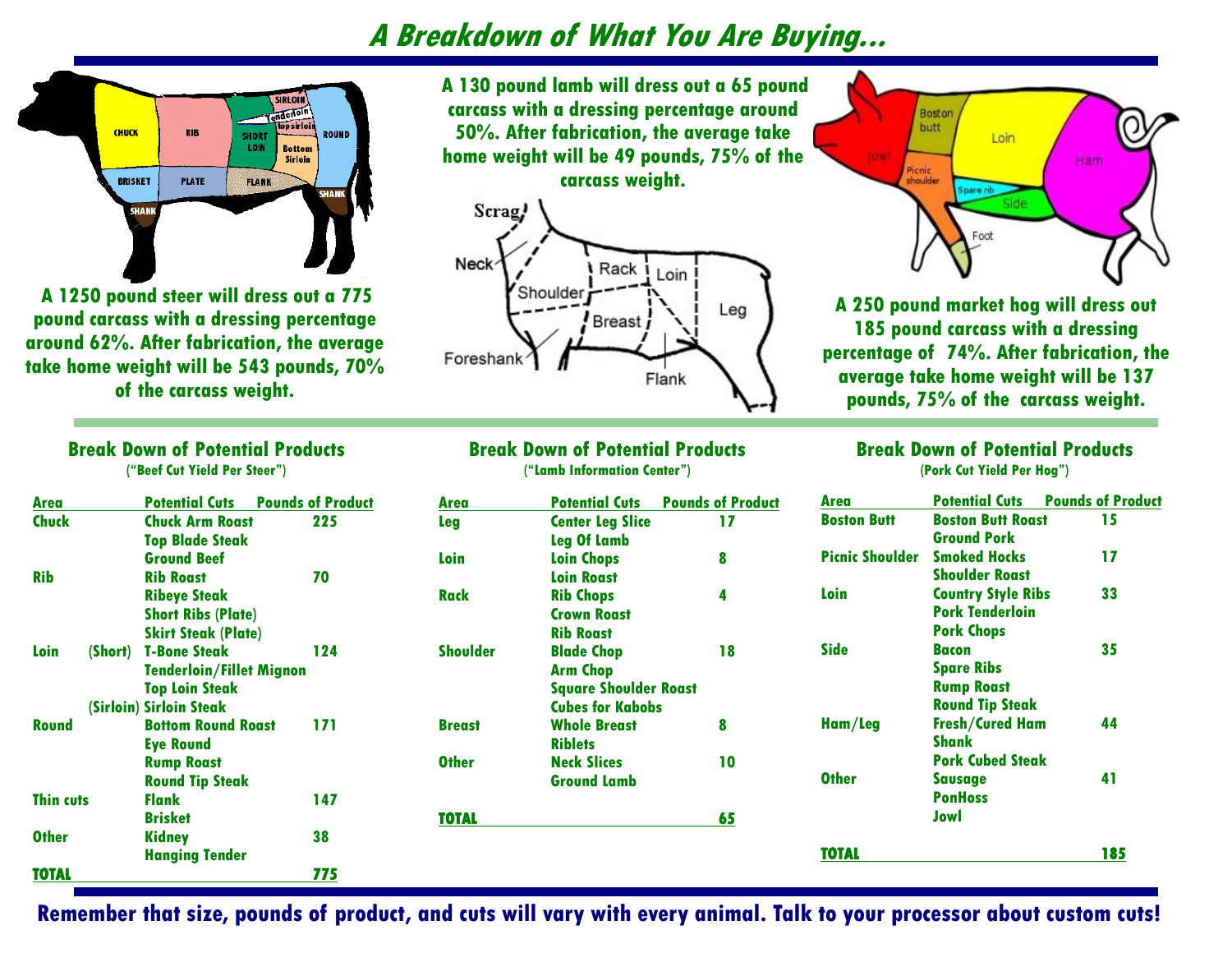# A Breakdown of What You Are Buying...

CHUCK
RIB
SHORT LOIN
SIRLOIN
Tenderloin
Top sirloin
Bottom Sirloin
ROUND
BRISKET
PLATE
FLANK
SHANK
SHANK

**A 1250 pound steer will dress out a 775 pound carcass with a dressing percentage around 62%. After fabrication, the average take home weight will be 543 pounds, 70% of the carcass weight.**

**A 130 pound lamb will dress out a 65 pound carcass with a dressing percentage around 50%. After fabrication, the average take home weight will be 49 pounds, 75% of the carcass weight.**

Scrag
Neck
Shoulder
Rack
Loin
Breast
Leg
Foreshank
Flank

Boston butt
Loin
Jowl
Picnic shoulder
Spare rib
Side
Ham
Foot

**A 250 pound market hog will dress out 185 pound carcass with a dressing percentage of 74%. After fabrication, the average take home weight will be 137 pounds, 75% of the carcass weight.**

## Break Down of Potential Products

**("Beef Cut Yield Per Steer")**

| Area | | Potential Cuts | Pounds of Product |
|---|---|---|---|
| Chuck | | Chuck Arm Roast | 225 |
| | | Top Blade Steak | |
| | | Ground Beef | |
| Rib | | Rib Roast | 70 |
| | | Ribeye Steak | |
| | | Short Ribs (Plate) | |
| | | Skirt Steak (Plate) | |
| Loin | (Short) | T-Bone Steak | 124 |
| | | Tenderloin/Fillet Mignon | |
| | | Top Loin Steak | |
| | (Sirloin) | Sirloin Steak | |
| Round | | Bottom Round Roast | 171 |
| | | Eye Round | |
| | | Rump Roast | |
| | | Round Tip Steak | |
| Thin cuts | | Flank | 147 |
| | | Brisket | |
| Other | | Kidney | 38 |
| | | Hanging Tender | |
| **TOTAL** | | | **775** |

## Break Down of Potential Products

**("Lamb Information Center")**

| Area | Potential Cuts | Pounds of Product |
|---|---|---|
| Leg | Center Leg Slice | 17 |
| | Leg Of Lamb | |
| Loin | Loin Chops | 8 |
| | Loin Roast | |
| Rack | Rib Chops | 4 |
| | Crown Roast | |
| | Rib Roast | |
| Shoulder | Blade Chop | 18 |
| | Arm Chop | |
| | Square Shoulder Roast | |
| | Cubes for Kabobs | |
| Breast | Whole Breast | 8 |
| | Riblets | |
| Other | Neck Slices | 10 |
| | Ground Lamb | |
| **TOTAL** | | **65** |

## Break Down of Potential Products

**("Pork Cut Yield Per Hog")**

| Area | Potential Cuts | Pounds of Product |
|---|---|---|
| Boston Butt | Boston Butt Roast | 15 |
| | Ground Pork | |
| Picnic Shoulder | Smoked Hocks | 17 |
| | Shoulder Roast | |
| Loin | Country Style Ribs | 33 |
| | Pork Tenderloin | |
| | Pork Chops | |
| Side | Bacon | 35 |
| | Spare Ribs | |
| | Rump Roast | |
| | Round Tip Steak | |
| Ham/Leg | Fresh/Cured Ham | 44 |
| | Shank | |
| | Pork Cubed Steak | |
| Other | Sausage | 41 |
| | PonHoss | |
| | Jowl | |
| **TOTAL** | | **185** |

**Remember that size, pounds of product, and cuts will vary with every animal. Talk to your processor about custom cuts!**